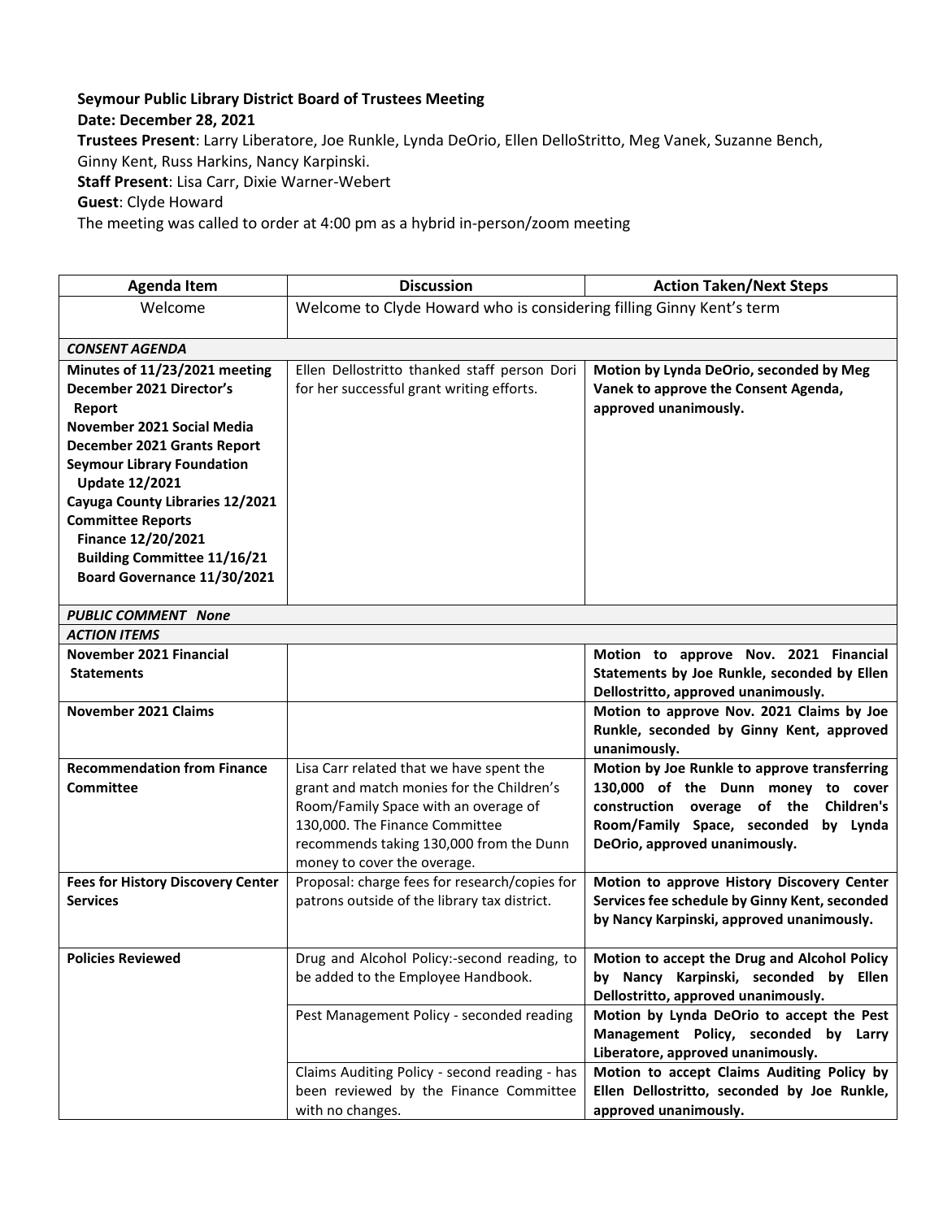**Seymour Public Library District Board of Trustees Meeting**
**Date: December 28, 2021**
**Trustees Present**: Larry Liberatore, Joe Runkle, Lynda DeOrio, Ellen DelloStritto, Meg Vanek, Suzanne Bench, Ginny Kent, Russ Harkins, Nancy Karpinski.
**Staff Present**: Lisa Carr, Dixie Warner-Webert
**Guest**: Clyde Howard
The meeting was called to order at 4:00 pm as a hybrid in-person/zoom meeting

| Agenda Item | Discussion | Action Taken/Next Steps |
|---|---|---|
| Welcome | Welcome to Clyde Howard who is considering filling Ginny Kent's term | |
| ***CONSENT AGENDA*** | | |
| **Minutes of 11/23/2021 meeting**<br>**December 2021 Director's Report**<br>**November 2021 Social Media**<br>**December 2021 Grants Report**<br>**Seymour Library Foundation Update 12/2021**<br>**Cayuga County Libraries 12/2021**<br>**Committee Reports**<br>**Finance 12/20/2021**<br>**Building Committee 11/16/21**<br>**Board Governance 11/30/2021** | Ellen Dellostritto thanked staff person Dori for her successful grant writing efforts. | **Motion by Lynda DeOrio, seconded by Meg Vanek to approve the Consent Agenda, approved unanimously.** |
| ***PUBLIC COMMENT None*** | | |
| ***ACTION ITEMS*** | | |
| **November 2021 Financial Statements** | | **Motion to approve Nov. 2021 Financial Statements by Joe Runkle, seconded by Ellen Dellostritto, approved unanimously.** |
| **November 2021 Claims** | | **Motion to approve Nov. 2021 Claims by Joe Runkle, seconded by Ginny Kent, approved unanimously.** |
| **Recommendation from Finance Committee** | Lisa Carr related that we have spent the grant and match monies for the Children's Room/Family Space with an overage of 130,000. The Finance Committee recommends taking 130,000 from the Dunn money to cover the overage. | **Motion by Joe Runkle to approve transferring 130,000 of the Dunn money to cover construction overage of the Children's Room/Family Space, seconded by Lynda DeOrio, approved unanimously.** |
| **Fees for History Discovery Center Services** | Proposal: charge fees for research/copies for patrons outside of the library tax district. | **Motion to approve History Discovery Center Services fee schedule by Ginny Kent, seconded by Nancy Karpinski, approved unanimously.** |
| **Policies Reviewed** | Drug and Alcohol Policy:-second reading, to be added to the Employee Handbook. | **Motion to accept the Drug and Alcohol Policy by Nancy Karpinski, seconded by Ellen Dellostritto, approved unanimously.** |
| | Pest Management Policy - seconded reading | **Motion by Lynda DeOrio to accept the Pest Management Policy, seconded by Larry Liberatore, approved unanimously.** |
| | Claims Auditing Policy - second reading - has been reviewed by the Finance Committee with no changes. | **Motion to accept Claims Auditing Policy by Ellen Dellostritto, seconded by Joe Runkle, approved unanimously.** |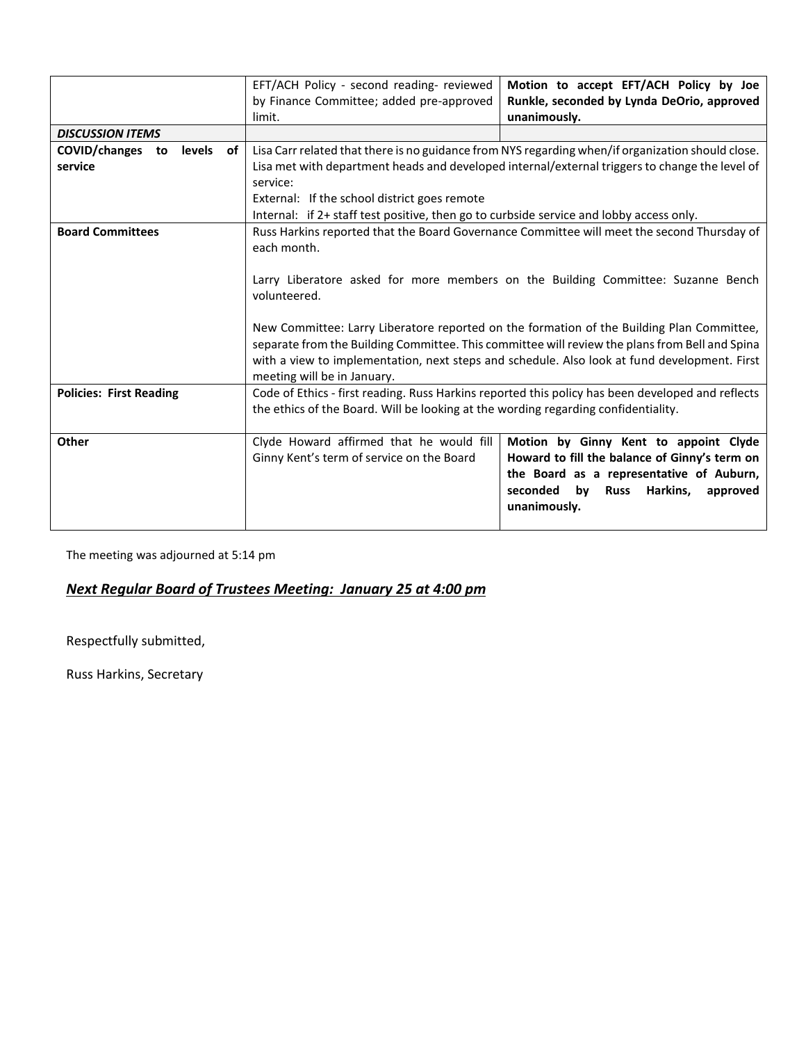| | | |
|---|---|---|
| | EFT/ACH Policy - second reading- reviewed by Finance Committee; added pre-approved limit. | **Motion to accept EFT/ACH Policy by Joe Runkle, seconded by Lynda DeOrio, approved unanimously.** |
| ***DISCUSSION ITEMS*** | | |
| **COVID/changes to levels of service** | Lisa Carr related that there is no guidance from NYS regarding when/if organization should close. Lisa met with department heads and developed internal/external triggers to change the level of service:<br>External: If the school district goes remote<br>Internal: if 2+ staff test positive, then go to curbside service and lobby access only. | |
| **Board Committees** | Russ Harkins reported that the Board Governance Committee will meet the second Thursday of each month.<br><br>Larry Liberatore asked for more members on the Building Committee: Suzanne Bench volunteered.<br><br>New Committee: Larry Liberatore reported on the formation of the Building Plan Committee, separate from the Building Committee. This committee will review the plans from Bell and Spina with a view to implementation, next steps and schedule. Also look at fund development. First meeting will be in January. | |
| **Policies: First Reading** | Code of Ethics - first reading. Russ Harkins reported this policy has been developed and reflects the ethics of the Board. Will be looking at the wording regarding confidentiality. | |
| **Other** | Clyde Howard affirmed that he would fill Ginny Kent's term of service on the Board | **Motion by Ginny Kent to appoint Clyde Howard to fill the balance of Ginny's term on the Board as a representative of Auburn, seconded by Russ Harkins, approved unanimously.** |

The meeting was adjourned at 5:14 pm

***<u>Next Regular Board of Trustees Meeting: January 25 at 4:00 pm</u>***

Respectfully submitted,

Russ Harkins, Secretary